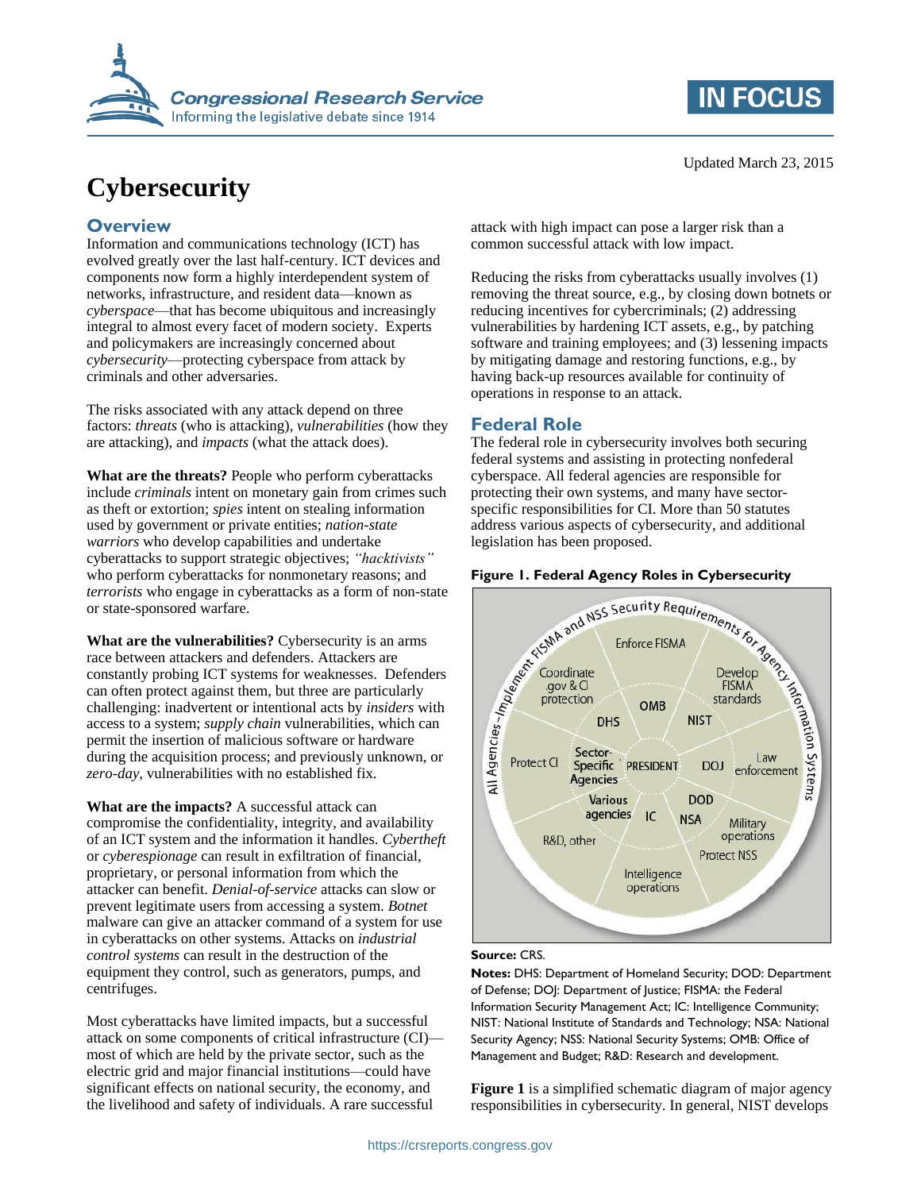Updated March 23, 2015

# Cybersecurity

## Overview

Information and communications technology (ICT) has evolved greatly over the last half-century. ICT devices and components now form a highly interdependent system of networks, infrastructure, and resident data—known as *cyberspace*—that has become ubiquitous and increasingly integral to almost every facet of modern society. Experts and policymakers are increasingly concerned about *cybersecurity*—protecting cyberspace from attack by criminals and other adversaries.

The risks associated with any attack depend on three factors: *threats* (who is attacking), *vulnerabilities* (how they are attacking), and *impacts* (what the attack does).

**What are the threats?** People who perform cyberattacks include *criminals* intent on monetary gain from crimes such as theft or extortion; *spies* intent on stealing information used by government or private entities; *nation-state warriors* who develop capabilities and undertake cyberattacks to support strategic objectives; *"hacktivists"* who perform cyberattacks for nonmonetary reasons; and *terrorists* who engage in cyberattacks as a form of non-state or state-sponsored warfare.

**What are the vulnerabilities?** Cybersecurity is an arms race between attackers and defenders. Attackers are constantly probing ICT systems for weaknesses. Defenders can often protect against them, but three are particularly challenging: inadvertent or intentional acts by *insiders* with access to a system; *supply chain* vulnerabilities, which can permit the insertion of malicious software or hardware during the acquisition process; and previously unknown, or *zero-day*, vulnerabilities with no established fix.

**What are the impacts?** A successful attack can compromise the confidentiality, integrity, and availability of an ICT system and the information it handles. *Cybertheft* or *cyberespionage* can result in exfiltration of financial, proprietary, or personal information from which the attacker can benefit. *Denial-of-service* attacks can slow or prevent legitimate users from accessing a system. *Botnet* malware can give an attacker command of a system for use in cyberattacks on other systems. Attacks on *industrial control systems* can result in the destruction of the equipment they control, such as generators, pumps, and centrifuges.

Most cyberattacks have limited impacts, but a successful attack on some components of critical infrastructure (CI)—most of which are held by the private sector, such as the electric grid and major financial institutions—could have significant effects on national security, the economy, and the livelihood and safety of individuals. A rare successful attack with high impact can pose a larger risk than a common successful attack with low impact.

Reducing the risks from cyberattacks usually involves (1) removing the threat source, e.g., by closing down botnets or reducing incentives for cybercriminals; (2) addressing vulnerabilities by hardening ICT assets, e.g., by patching software and training employees; and (3) lessening impacts by mitigating damage and restoring functions, e.g., by having back-up resources available for continuity of operations in response to an attack.

## Federal Role

The federal role in cybersecurity involves both securing federal systems and assisting in protecting nonfederal cyberspace. All federal agencies are responsible for protecting their own systems, and many have sector-specific responsibilities for CI. More than 50 statutes address various aspects of cybersecurity, and additional legislation has been proposed.

**Figure 1. Federal Agency Roles in Cybersecurity**

All Agencies–Implement FISMA and NSS Security Requirements for Agency Information Systems

Enforce FISMA | OMB
Develop FISMA standards | NIST
Law enforcement | DOJ
Military operations | DOD
Protect NSS | NSA
Intelligence operations | IC
R&D, other | Various agencies
Protect CI | Sector-Specific Agencies
Coordinate .gov & CI protection | DHS
PRESIDENT

**Source:** CRS.

**Notes:** DHS: Department of Homeland Security; DOD: Department of Defense; DOJ: Department of Justice; FISMA: the Federal Information Security Management Act; IC: Intelligence Community; NIST: National Institute of Standards and Technology; NSA: National Security Agency; NSS: National Security Systems; OMB: Office of Management and Budget; R&D: Research and development.

**Figure 1** is a simplified schematic diagram of major agency responsibilities in cybersecurity. In general, NIST develops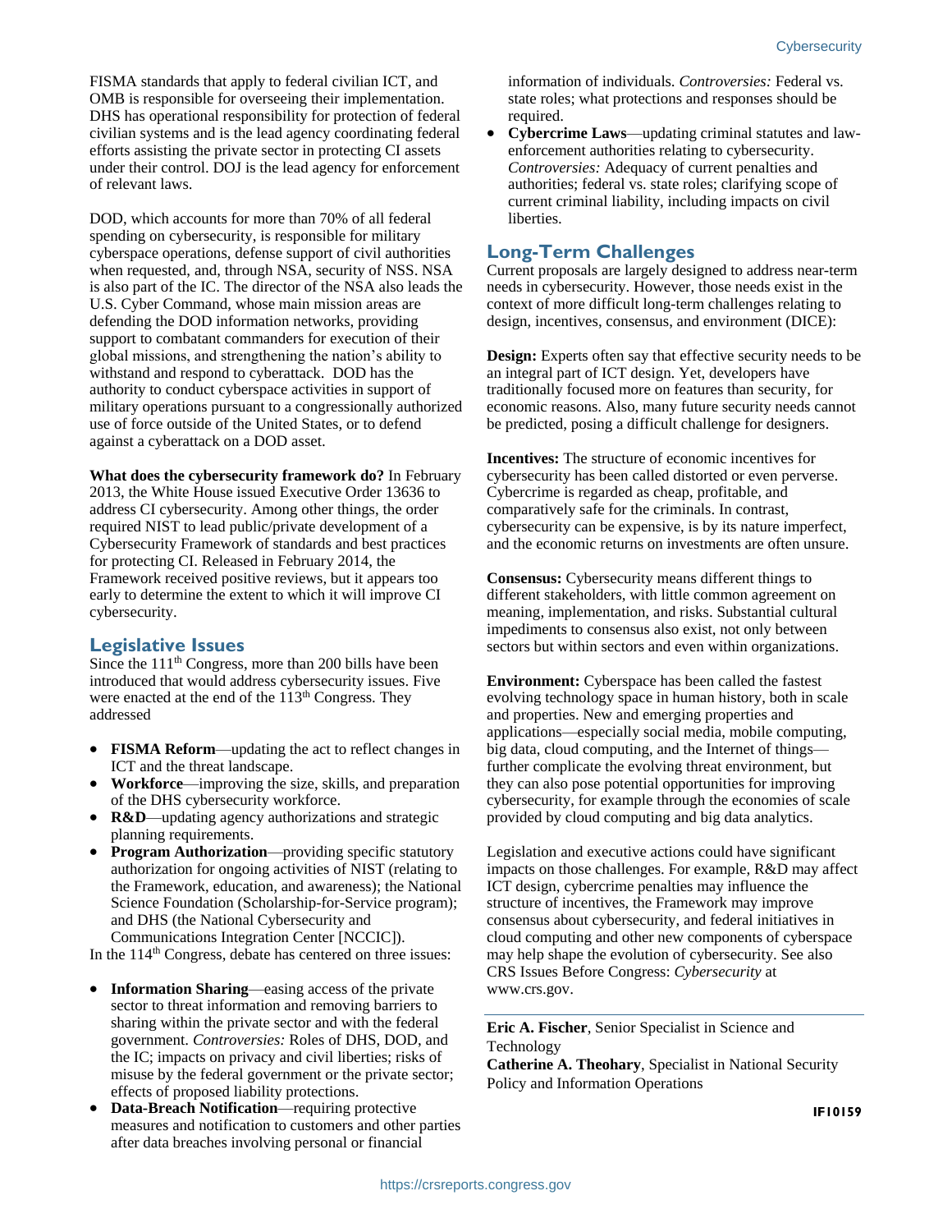FISMA standards that apply to federal civilian ICT, and OMB is responsible for overseeing their implementation. DHS has operational responsibility for protection of federal civilian systems and is the lead agency coordinating federal efforts assisting the private sector in protecting CI assets under their control. DOJ is the lead agency for enforcement of relevant laws.

DOD, which accounts for more than 70% of all federal spending on cybersecurity, is responsible for military cyberspace operations, defense support of civil authorities when requested, and, through NSA, security of NSS. NSA is also part of the IC. The director of the NSA also leads the U.S. Cyber Command, whose main mission areas are defending the DOD information networks, providing support to combatant commanders for execution of their global missions, and strengthening the nation's ability to withstand and respond to cyberattack. DOD has the authority to conduct cyberspace activities in support of military operations pursuant to a congressionally authorized use of force outside of the United States, or to defend against a cyberattack on a DOD asset.

**What does the cybersecurity framework do?** In February 2013, the White House issued Executive Order 13636 to address CI cybersecurity. Among other things, the order required NIST to lead public/private development of a Cybersecurity Framework of standards and best practices for protecting CI. Released in February 2014, the Framework received positive reviews, but it appears too early to determine the extent to which it will improve CI cybersecurity.

## Legislative Issues

Since the 111th Congress, more than 200 bills have been introduced that would address cybersecurity issues. Five were enacted at the end of the 113th Congress. They addressed

- **FISMA Reform**—updating the act to reflect changes in ICT and the threat landscape.
- **Workforce**—improving the size, skills, and preparation of the DHS cybersecurity workforce.
- **R&D**—updating agency authorizations and strategic planning requirements.
- **Program Authorization**—providing specific statutory authorization for ongoing activities of NIST (relating to the Framework, education, and awareness); the National Science Foundation (Scholarship-for-Service program); and DHS (the National Cybersecurity and Communications Integration Center [NCCIC]).

In the 114th Congress, debate has centered on three issues:

- **Information Sharing**—easing access of the private sector to threat information and removing barriers to sharing within the private sector and with the federal government. *Controversies:* Roles of DHS, DOD, and the IC; impacts on privacy and civil liberties; risks of misuse by the federal government or the private sector; effects of proposed liability protections.
- **Data-Breach Notification**—requiring protective measures and notification to customers and other parties after data breaches involving personal or financial information of individuals. *Controversies:* Federal vs. state roles; what protections and responses should be required.
- **Cybercrime Laws**—updating criminal statutes and law-enforcement authorities relating to cybersecurity. *Controversies:* Adequacy of current penalties and authorities; federal vs. state roles; clarifying scope of current criminal liability, including impacts on civil liberties.

## Long-Term Challenges

Current proposals are largely designed to address near-term needs in cybersecurity. However, those needs exist in the context of more difficult long-term challenges relating to design, incentives, consensus, and environment (DICE):

**Design:** Experts often say that effective security needs to be an integral part of ICT design. Yet, developers have traditionally focused more on features than security, for economic reasons. Also, many future security needs cannot be predicted, posing a difficult challenge for designers.

**Incentives:** The structure of economic incentives for cybersecurity has been called distorted or even perverse. Cybercrime is regarded as cheap, profitable, and comparatively safe for the criminals. In contrast, cybersecurity can be expensive, is by its nature imperfect, and the economic returns on investments are often unsure.

**Consensus:** Cybersecurity means different things to different stakeholders, with little common agreement on meaning, implementation, and risks. Substantial cultural impediments to consensus also exist, not only between sectors but within sectors and even within organizations.

**Environment:** Cyberspace has been called the fastest evolving technology space in human history, both in scale and properties. New and emerging properties and applications—especially social media, mobile computing, big data, cloud computing, and the Internet of things—further complicate the evolving threat environment, but they can also pose potential opportunities for improving cybersecurity, for example through the economies of scale provided by cloud computing and big data analytics.

Legislation and executive actions could have significant impacts on those challenges. For example, R&D may affect ICT design, cybercrime penalties may influence the structure of incentives, the Framework may improve consensus about cybersecurity, and federal initiatives in cloud computing and other new components of cyberspace may help shape the evolution of cybersecurity. See also CRS Issues Before Congress: *Cybersecurity* at www.crs.gov.

---

**Eric A. Fischer**, Senior Specialist in Science and Technology

**Catherine A. Theohary**, Specialist in National Security Policy and Information Operations

IF10159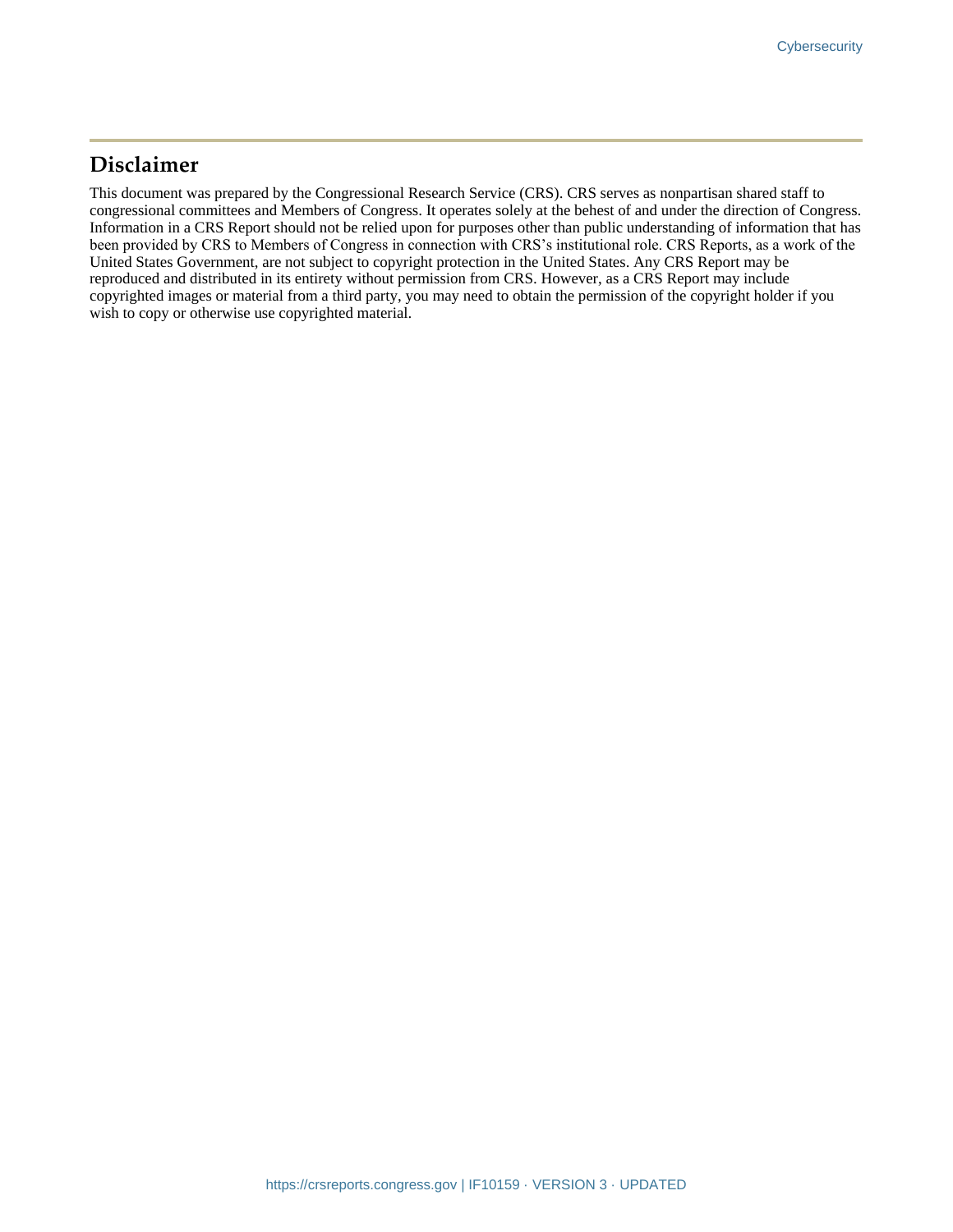## Disclaimer

This document was prepared by the Congressional Research Service (CRS). CRS serves as nonpartisan shared staff to congressional committees and Members of Congress. It operates solely at the behest of and under the direction of Congress. Information in a CRS Report should not be relied upon for purposes other than public understanding of information that has been provided by CRS to Members of Congress in connection with CRS's institutional role. CRS Reports, as a work of the United States Government, are not subject to copyright protection in the United States. Any CRS Report may be reproduced and distributed in its entirety without permission from CRS. However, as a CRS Report may include copyrighted images or material from a third party, you may need to obtain the permission of the copyright holder if you wish to copy or otherwise use copyrighted material.